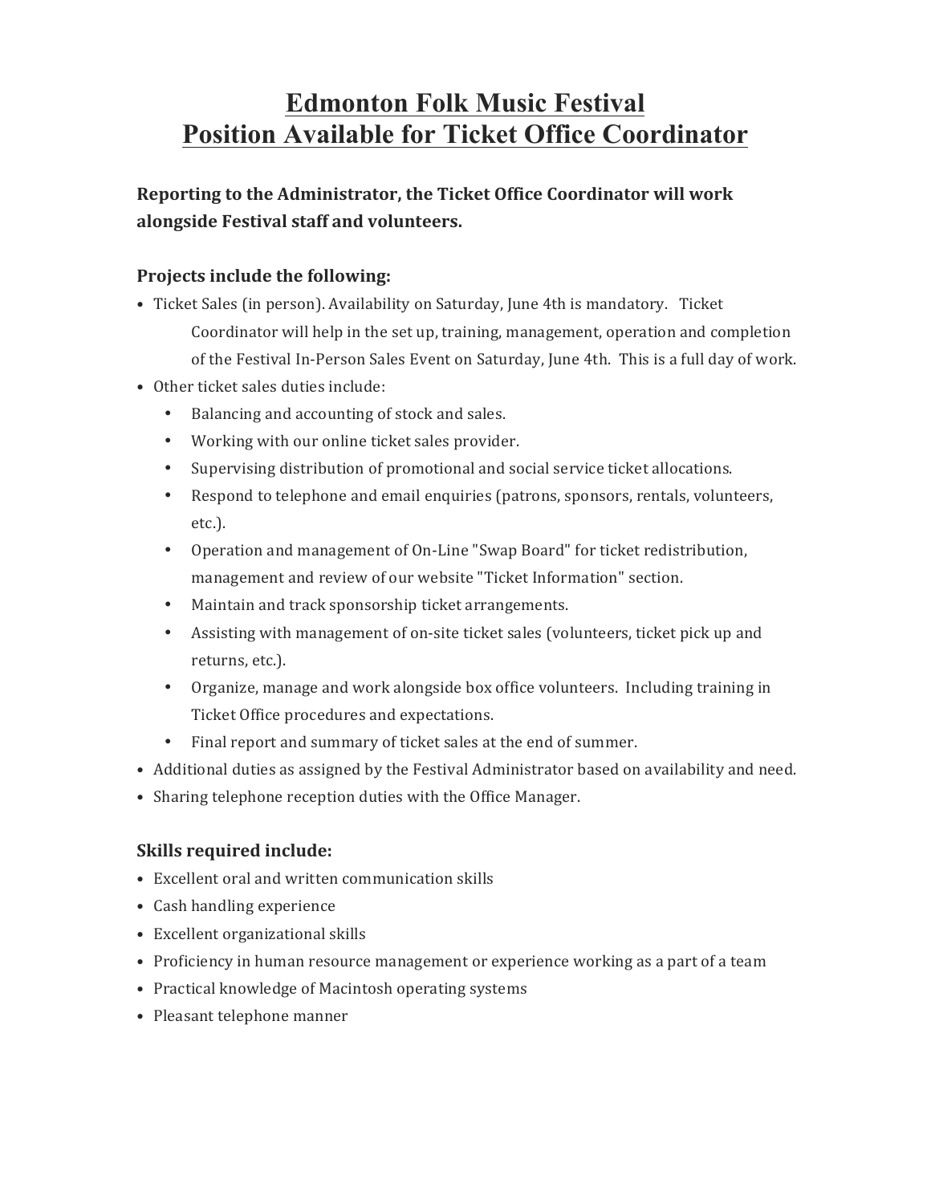# Edmonton Folk Music Festival
# Position Available for Ticket Office Coordinator

**Reporting to the Administrator, the Ticket Office Coordinator will work alongside Festival staff and volunteers.**

### Projects include the following:

- Ticket Sales (in person). Availability on Saturday, June 4th is mandatory. Ticket Coordinator will help in the set up, training, management, operation and completion of the Festival In-Person Sales Event on Saturday, June 4th. This is a full day of work.
- Other ticket sales duties include:
  - Balancing and accounting of stock and sales.
  - Working with our online ticket sales provider.
  - Supervising distribution of promotional and social service ticket allocations.
  - Respond to telephone and email enquiries (patrons, sponsors, rentals, volunteers, etc.).
  - Operation and management of On-Line "Swap Board" for ticket redistribution, management and review of our website "Ticket Information" section.
  - Maintain and track sponsorship ticket arrangements.
  - Assisting with management of on-site ticket sales (volunteers, ticket pick up and returns, etc.).
  - Organize, manage and work alongside box office volunteers. Including training in Ticket Office procedures and expectations.
  - Final report and summary of ticket sales at the end of summer.
- Additional duties as assigned by the Festival Administrator based on availability and need.
- Sharing telephone reception duties with the Office Manager.

### Skills required include:

- Excellent oral and written communication skills
- Cash handling experience
- Excellent organizational skills
- Proficiency in human resource management or experience working as a part of a team
- Practical knowledge of Macintosh operating systems
- Pleasant telephone manner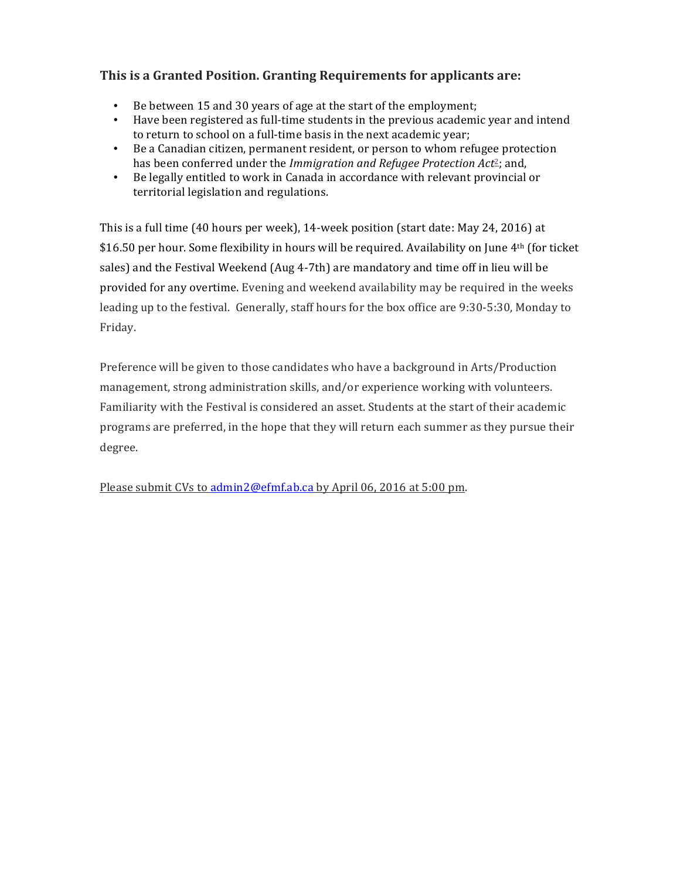**This is a Granted Position. Granting Requirements for applicants are:**

- Be between 15 and 30 years of age at the start of the employment;
- Have been registered as full-time students in the previous academic year and intend to return to school on a full-time basis in the next academic year;
- Be a Canadian citizen, permanent resident, or person to whom refugee protection has been conferred under the *Immigration and Refugee Protection Act*[2]; and,
- Be legally entitled to work in Canada in accordance with relevant provincial or territorial legislation and regulations.

This is a full time (40 hours per week), 14-week position (start date: May 24, 2016) at $16.50 per hour. Some flexibility in hours will be required. Availability on June 4th (for ticket sales) and the Festival Weekend (Aug 4-7th) are mandatory and time off in lieu will be provided for any overtime. Evening and weekend availability may be required in the weeks leading up to the festival. Generally, staff hours for the box office are 9:30-5:30, Monday to Friday.

Preference will be given to those candidates who have a background in Arts/Production management, strong administration skills, and/or experience working with volunteers. Familiarity with the Festival is considered an asset. Students at the start of their academic programs are preferred, in the hope that they will return each summer as they pursue their degree.

Please submit CVs to admin2@efmf.ab.ca by April 06, 2016 at 5:00 pm.